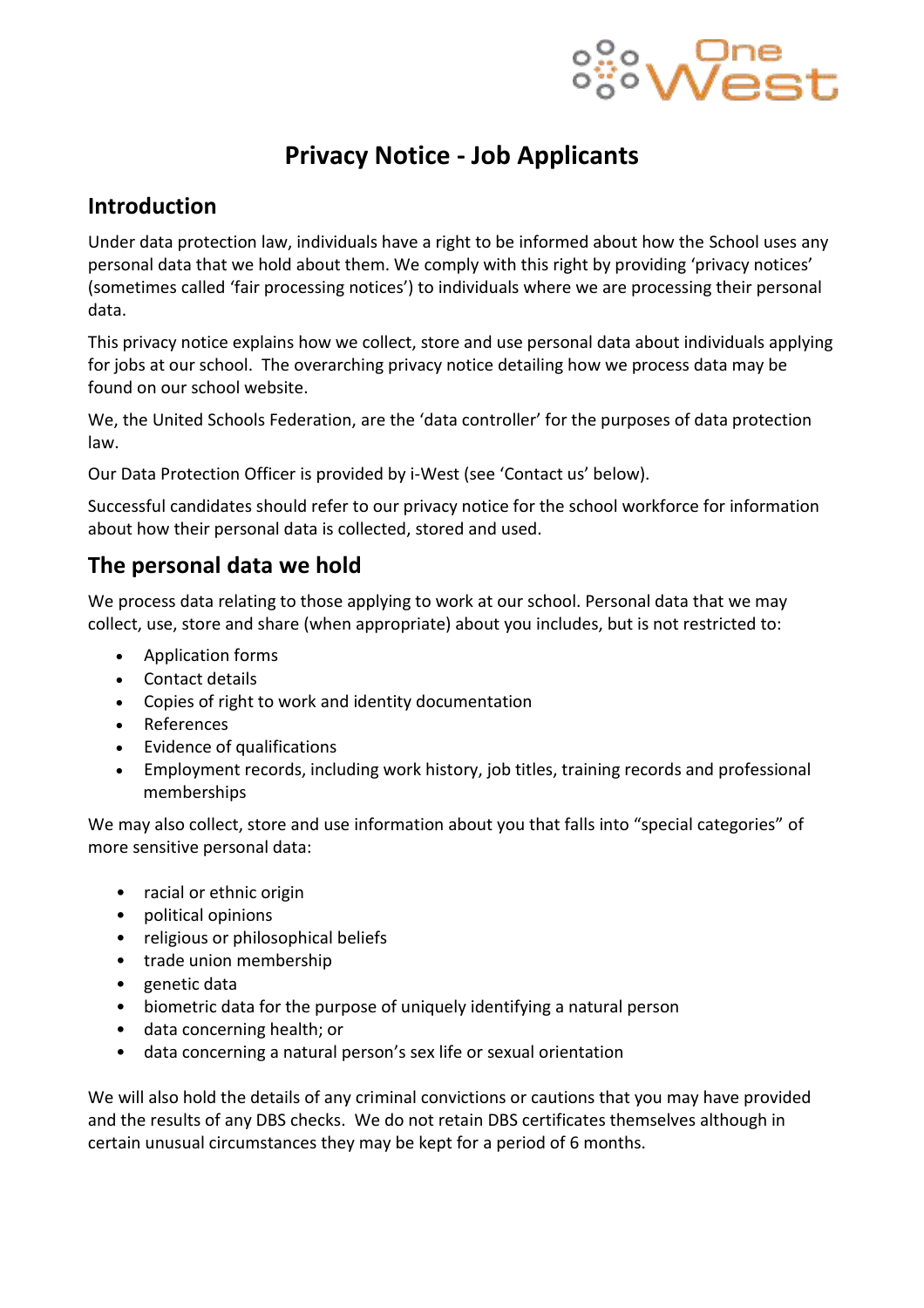# Privacy Notice - Job Applicants

## Introduction

Under data protection law, individuals have a right to be informed about how the School uses any personal data that we hold about them. We comply with this right by providing 'privacy notices' (sometimes called 'fair processing notices') to individuals where we are processing their personal data.

This privacy notice explains how we collect, store and use personal data about individuals applying for jobs at our school. The overarching privacy notice detailing how we process data may be found on our school website.

We, the United Schools Federation, are the 'data controller' for the purposes of data protection law.

Our Data Protection Officer is provided by i-West (see 'Contact us' below).

Successful candidates should refer to our privacy notice for the school workforce for information about how their personal data is collected, stored and used.

## The personal data we hold

We process data relating to those applying to work at our school. Personal data that we may collect, use, store and share (when appropriate) about you includes, but is not restricted to:

- Application forms
- Contact details
- Copies of right to work and identity documentation
- References
- Evidence of qualifications
- Employment records, including work history, job titles, training records and professional memberships

We may also collect, store and use information about you that falls into "special categories" of more sensitive personal data:

- racial or ethnic origin
- political opinions
- religious or philosophical beliefs
- trade union membership
- genetic data
- biometric data for the purpose of uniquely identifying a natural person
- data concerning health; or
- data concerning a natural person's sex life or sexual orientation

We will also hold the details of any criminal convictions or cautions that you may have provided and the results of any DBS checks. We do not retain DBS certificates themselves although in certain unusual circumstances they may be kept for a period of 6 months.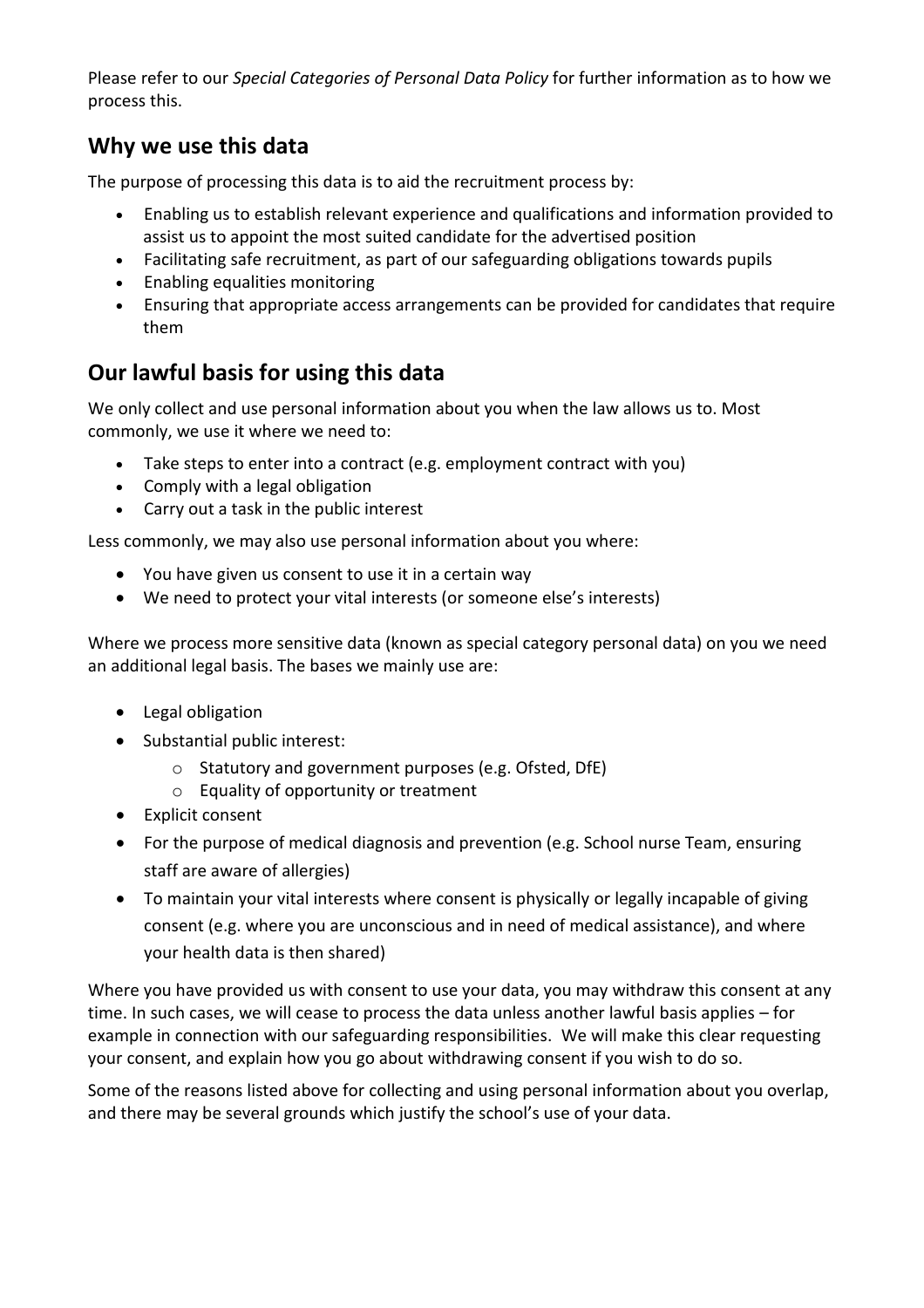Please refer to our *Special Categories of Personal Data Policy* for further information as to how we process this.

## Why we use this data

The purpose of processing this data is to aid the recruitment process by:

- Enabling us to establish relevant experience and qualifications and information provided to assist us to appoint the most suited candidate for the advertised position
- Facilitating safe recruitment, as part of our safeguarding obligations towards pupils
- Enabling equalities monitoring
- Ensuring that appropriate access arrangements can be provided for candidates that require them

## Our lawful basis for using this data

We only collect and use personal information about you when the law allows us to. Most commonly, we use it where we need to:

- Take steps to enter into a contract (e.g. employment contract with you)
- Comply with a legal obligation
- Carry out a task in the public interest

Less commonly, we may also use personal information about you where:

- You have given us consent to use it in a certain way
- We need to protect your vital interests (or someone else's interests)

Where we process more sensitive data (known as special category personal data) on you we need an additional legal basis. The bases we mainly use are:

- Legal obligation
- Substantial public interest:
  - Statutory and government purposes (e.g. Ofsted, DfE)
  - Equality of opportunity or treatment
- Explicit consent
- For the purpose of medical diagnosis and prevention (e.g. School nurse Team, ensuring staff are aware of allergies)
- To maintain your vital interests where consent is physically or legally incapable of giving consent (e.g. where you are unconscious and in need of medical assistance), and where your health data is then shared)

Where you have provided us with consent to use your data, you may withdraw this consent at any time. In such cases, we will cease to process the data unless another lawful basis applies – for example in connection with our safeguarding responsibilities. We will make this clear requesting your consent, and explain how you go about withdrawing consent if you wish to do so.

Some of the reasons listed above for collecting and using personal information about you overlap, and there may be several grounds which justify the school's use of your data.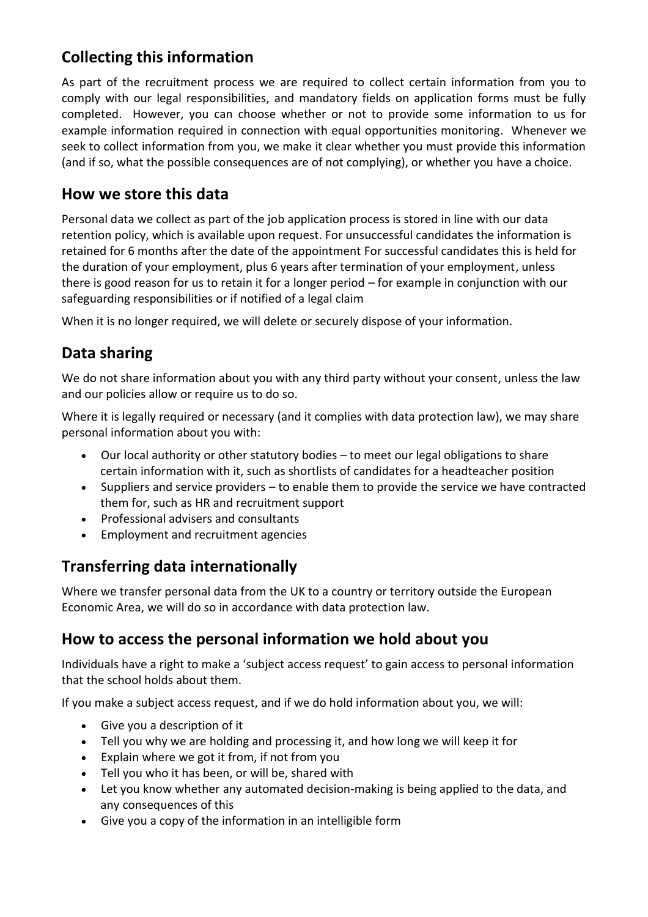## Collecting this information

As part of the recruitment process we are required to collect certain information from you to comply with our legal responsibilities, and mandatory fields on application forms must be fully completed. However, you can choose whether or not to provide some information to us for example information required in connection with equal opportunities monitoring. Whenever we seek to collect information from you, we make it clear whether you must provide this information (and if so, what the possible consequences are of not complying), or whether you have a choice.

## How we store this data

Personal data we collect as part of the job application process is stored in line with our data retention policy, which is available upon request. For unsuccessful candidates the information is retained for 6 months after the date of the appointment For successful candidates this is held for the duration of your employment, plus 6 years after termination of your employment, unless there is good reason for us to retain it for a longer period – for example in conjunction with our safeguarding responsibilities or if notified of a legal claim

When it is no longer required, we will delete or securely dispose of your information.

## Data sharing

We do not share information about you with any third party without your consent, unless the law and our policies allow or require us to do so.

Where it is legally required or necessary (and it complies with data protection law), we may share personal information about you with:

- Our local authority or other statutory bodies – to meet our legal obligations to share certain information with it, such as shortlists of candidates for a headteacher position
- Suppliers and service providers – to enable them to provide the service we have contracted them for, such as HR and recruitment support
- Professional advisers and consultants
- Employment and recruitment agencies

## Transferring data internationally

Where we transfer personal data from the UK to a country or territory outside the European Economic Area, we will do so in accordance with data protection law.

## How to access the personal information we hold about you

Individuals have a right to make a 'subject access request' to gain access to personal information that the school holds about them.

If you make a subject access request, and if we do hold information about you, we will:

- Give you a description of it
- Tell you why we are holding and processing it, and how long we will keep it for
- Explain where we got it from, if not from you
- Tell you who it has been, or will be, shared with
- Let you know whether any automated decision-making is being applied to the data, and any consequences of this
- Give you a copy of the information in an intelligible form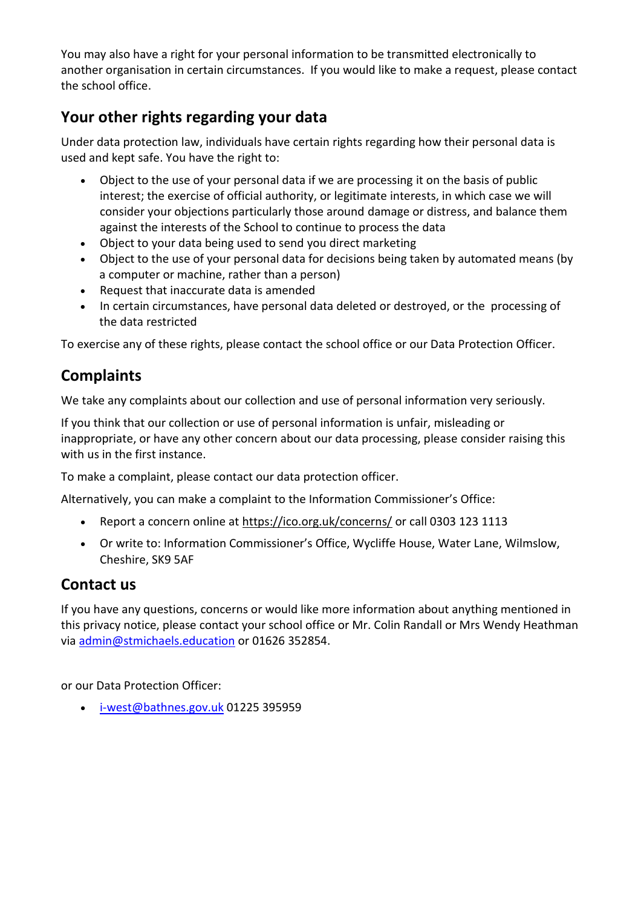You may also have a right for your personal information to be transmitted electronically to another organisation in certain circumstances. If you would like to make a request, please contact the school office.

## Your other rights regarding your data

Under data protection law, individuals have certain rights regarding how their personal data is used and kept safe. You have the right to:

- Object to the use of your personal data if we are processing it on the basis of public interest; the exercise of official authority, or legitimate interests, in which case we will consider your objections particularly those around damage or distress, and balance them against the interests of the School to continue to process the data
- Object to your data being used to send you direct marketing
- Object to the use of your personal data for decisions being taken by automated means (by a computer or machine, rather than a person)
- Request that inaccurate data is amended
- In certain circumstances, have personal data deleted or destroyed, or the processing of the data restricted

To exercise any of these rights, please contact the school office or our Data Protection Officer.

## Complaints

We take any complaints about our collection and use of personal information very seriously.

If you think that our collection or use of personal information is unfair, misleading or inappropriate, or have any other concern about our data processing, please consider raising this with us in the first instance.

To make a complaint, please contact our data protection officer.

Alternatively, you can make a complaint to the Information Commissioner's Office:

- Report a concern online at https://ico.org.uk/concerns/ or call 0303 123 1113
- Or write to: Information Commissioner's Office, Wycliffe House, Water Lane, Wilmslow, Cheshire, SK9 5AF

## Contact us

If you have any questions, concerns or would like more information about anything mentioned in this privacy notice, please contact your school office or Mr. Colin Randall or Mrs Wendy Heathman via admin@stmichaels.education or 01626 352854.

or our Data Protection Officer:

- i-west@bathnes.gov.uk 01225 395959